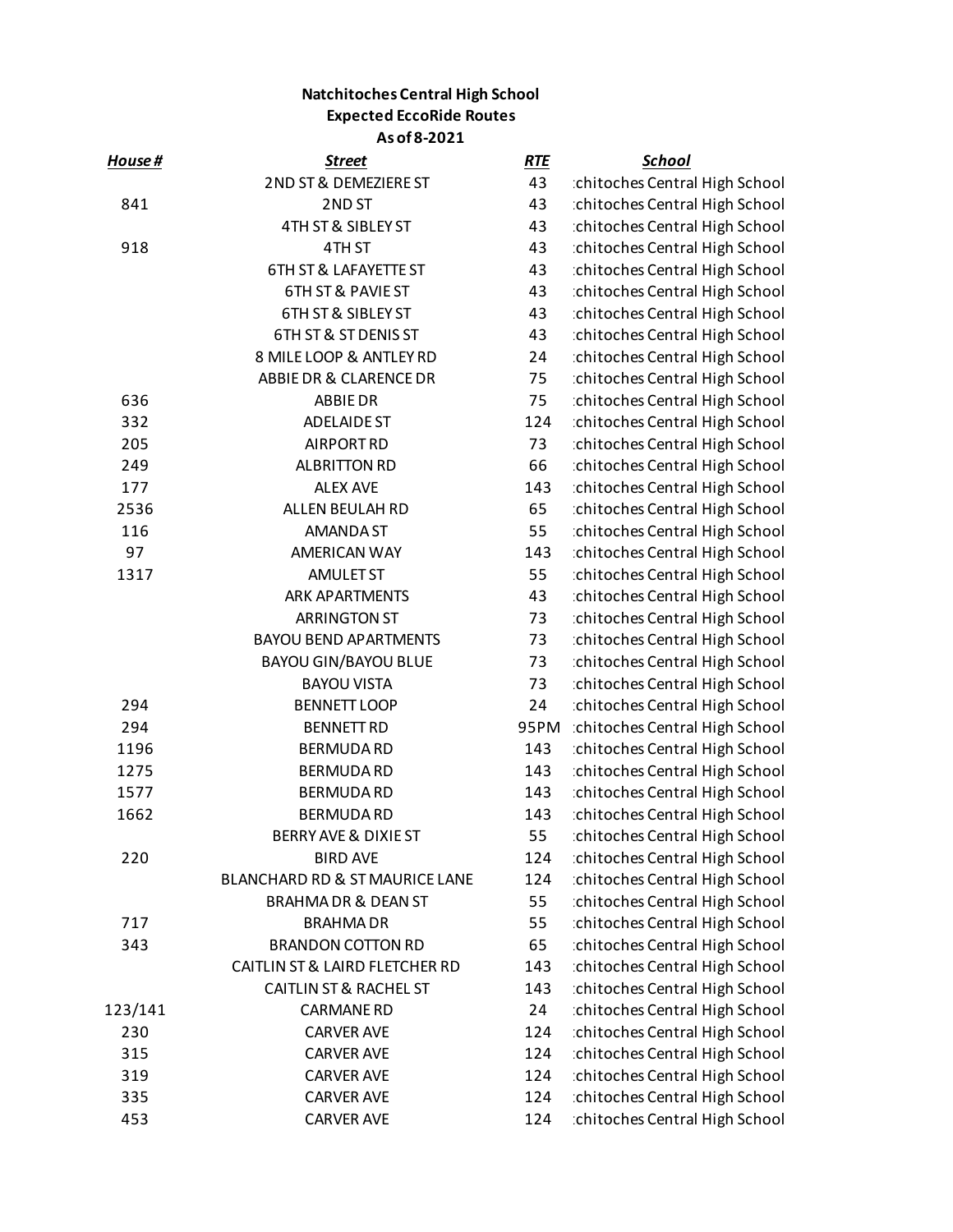**Natchitoches Central High School**
**Expected EccoRide Routes**
**As of 8-2021**

| *House #* | *Street* | *RTE* | *School* |
|---|---|---|---|
| | 2ND ST & DEMEZIERE ST | 43 | :chitoches Central High School |
| 841 | 2ND ST | 43 | :chitoches Central High School |
| | 4TH ST & SIBLEY ST | 43 | :chitoches Central High School |
| 918 | 4TH ST | 43 | :chitoches Central High School |
| | 6TH ST & LAFAYETTE ST | 43 | :chitoches Central High School |
| | 6TH ST & PAVIE ST | 43 | :chitoches Central High School |
| | 6TH ST & SIBLEY ST | 43 | :chitoches Central High School |
| | 6TH ST & ST DENIS ST | 43 | :chitoches Central High School |
| | 8 MILE LOOP & ANTLEY RD | 24 | :chitoches Central High School |
| | ABBIE DR & CLARENCE DR | 75 | :chitoches Central High School |
| 636 | ABBIE DR | 75 | :chitoches Central High School |
| 332 | ADELAIDE ST | 124 | :chitoches Central High School |
| 205 | AIRPORT RD | 73 | :chitoches Central High School |
| 249 | ALBRITTON RD | 66 | :chitoches Central High School |
| 177 | ALEX AVE | 143 | :chitoches Central High School |
| 2536 | ALLEN BEULAH RD | 65 | :chitoches Central High School |
| 116 | AMANDA ST | 55 | :chitoches Central High School |
| 97 | AMERICAN WAY | 143 | :chitoches Central High School |
| 1317 | AMULET ST | 55 | :chitoches Central High School |
| | ARK APARTMENTS | 43 | :chitoches Central High School |
| | ARRINGTON ST | 73 | :chitoches Central High School |
| | BAYOU BEND APARTMENTS | 73 | :chitoches Central High School |
| | BAYOU GIN/BAYOU BLUE | 73 | :chitoches Central High School |
| | BAYOU VISTA | 73 | :chitoches Central High School |
| 294 | BENNETT LOOP | 24 | :chitoches Central High School |
| 294 | BENNETT RD | 95PM | :chitoches Central High School |
| 1196 | BERMUDA RD | 143 | :chitoches Central High School |
| 1275 | BERMUDA RD | 143 | :chitoches Central High School |
| 1577 | BERMUDA RD | 143 | :chitoches Central High School |
| 1662 | BERMUDA RD | 143 | :chitoches Central High School |
| | BERRY AVE & DIXIE ST | 55 | :chitoches Central High School |
| 220 | BIRD AVE | 124 | :chitoches Central High School |
| | BLANCHARD RD & ST MAURICE LANE | 124 | :chitoches Central High School |
| | BRAHMA DR & DEAN ST | 55 | :chitoches Central High School |
| 717 | BRAHMA DR | 55 | :chitoches Central High School |
| 343 | BRANDON COTTON RD | 65 | :chitoches Central High School |
| | CAITLIN ST & LAIRD FLETCHER RD | 143 | :chitoches Central High School |
| | CAITLIN ST & RACHEL ST | 143 | :chitoches Central High School |
| 123/141 | CARMANE RD | 24 | :chitoches Central High School |
| 230 | CARVER AVE | 124 | :chitoches Central High School |
| 315 | CARVER AVE | 124 | :chitoches Central High School |
| 319 | CARVER AVE | 124 | :chitoches Central High School |
| 335 | CARVER AVE | 124 | :chitoches Central High School |
| 453 | CARVER AVE | 124 | :chitoches Central High School |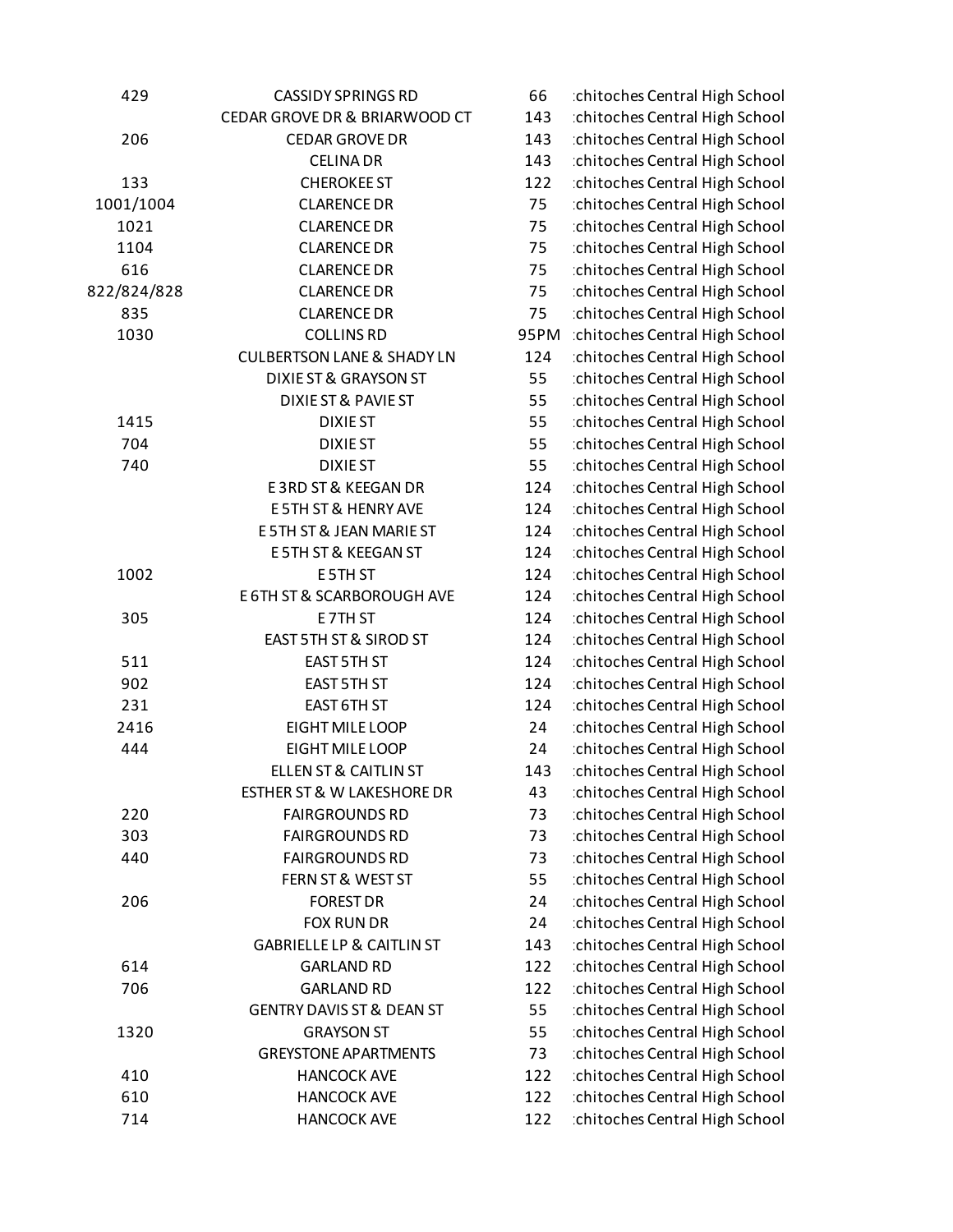| | | | |
|---|---|---|---|
| 429 | CASSIDY SPRINGS RD | 66 | :chitoches Central High School |
| | CEDAR GROVE DR & BRIARWOOD CT | 143 | :chitoches Central High School |
| 206 | CEDAR GROVE DR | 143 | :chitoches Central High School |
| | CELINA DR | 143 | :chitoches Central High School |
| 133 | CHEROKEE ST | 122 | :chitoches Central High School |
| 1001/1004 | CLARENCE DR | 75 | :chitoches Central High School |
| 1021 | CLARENCE DR | 75 | :chitoches Central High School |
| 1104 | CLARENCE DR | 75 | :chitoches Central High School |
| 616 | CLARENCE DR | 75 | :chitoches Central High School |
| 822/824/828 | CLARENCE DR | 75 | :chitoches Central High School |
| 835 | CLARENCE DR | 75 | :chitoches Central High School |
| 1030 | COLLINS RD | 95PM | :chitoches Central High School |
| | CULBERTSON LANE & SHADY LN | 124 | :chitoches Central High School |
| | DIXIE ST & GRAYSON ST | 55 | :chitoches Central High School |
| | DIXIE ST & PAVIE ST | 55 | :chitoches Central High School |
| 1415 | DIXIE ST | 55 | :chitoches Central High School |
| 704 | DIXIE ST | 55 | :chitoches Central High School |
| 740 | DIXIE ST | 55 | :chitoches Central High School |
| | E 3RD ST & KEEGAN DR | 124 | :chitoches Central High School |
| | E 5TH ST & HENRY AVE | 124 | :chitoches Central High School |
| | E 5TH ST & JEAN MARIE ST | 124 | :chitoches Central High School |
| | E 5TH ST & KEEGAN ST | 124 | :chitoches Central High School |
| 1002 | E 5TH ST | 124 | :chitoches Central High School |
| | E 6TH ST & SCARBOROUGH AVE | 124 | :chitoches Central High School |
| 305 | E 7TH ST | 124 | :chitoches Central High School |
| | EAST 5TH ST & SIROD ST | 124 | :chitoches Central High School |
| 511 | EAST 5TH ST | 124 | :chitoches Central High School |
| 902 | EAST 5TH ST | 124 | :chitoches Central High School |
| 231 | EAST 6TH ST | 124 | :chitoches Central High School |
| 2416 | EIGHT MILE LOOP | 24 | :chitoches Central High School |
| 444 | EIGHT MILE LOOP | 24 | :chitoches Central High School |
| | ELLEN ST & CAITLIN ST | 143 | :chitoches Central High School |
| | ESTHER ST & W LAKESHORE DR | 43 | :chitoches Central High School |
| 220 | FAIRGROUNDS RD | 73 | :chitoches Central High School |
| 303 | FAIRGROUNDS RD | 73 | :chitoches Central High School |
| 440 | FAIRGROUNDS RD | 73 | :chitoches Central High School |
| | FERN ST & WEST ST | 55 | :chitoches Central High School |
| 206 | FOREST DR | 24 | :chitoches Central High School |
| | FOX RUN DR | 24 | :chitoches Central High School |
| | GABRIELLE LP & CAITLIN ST | 143 | :chitoches Central High School |
| 614 | GARLAND RD | 122 | :chitoches Central High School |
| 706 | GARLAND RD | 122 | :chitoches Central High School |
| | GENTRY DAVIS ST & DEAN ST | 55 | :chitoches Central High School |
| 1320 | GRAYSON ST | 55 | :chitoches Central High School |
| | GREYSTONE APARTMENTS | 73 | :chitoches Central High School |
| 410 | HANCOCK AVE | 122 | :chitoches Central High School |
| 610 | HANCOCK AVE | 122 | :chitoches Central High School |
| 714 | HANCOCK AVE | 122 | :chitoches Central High School |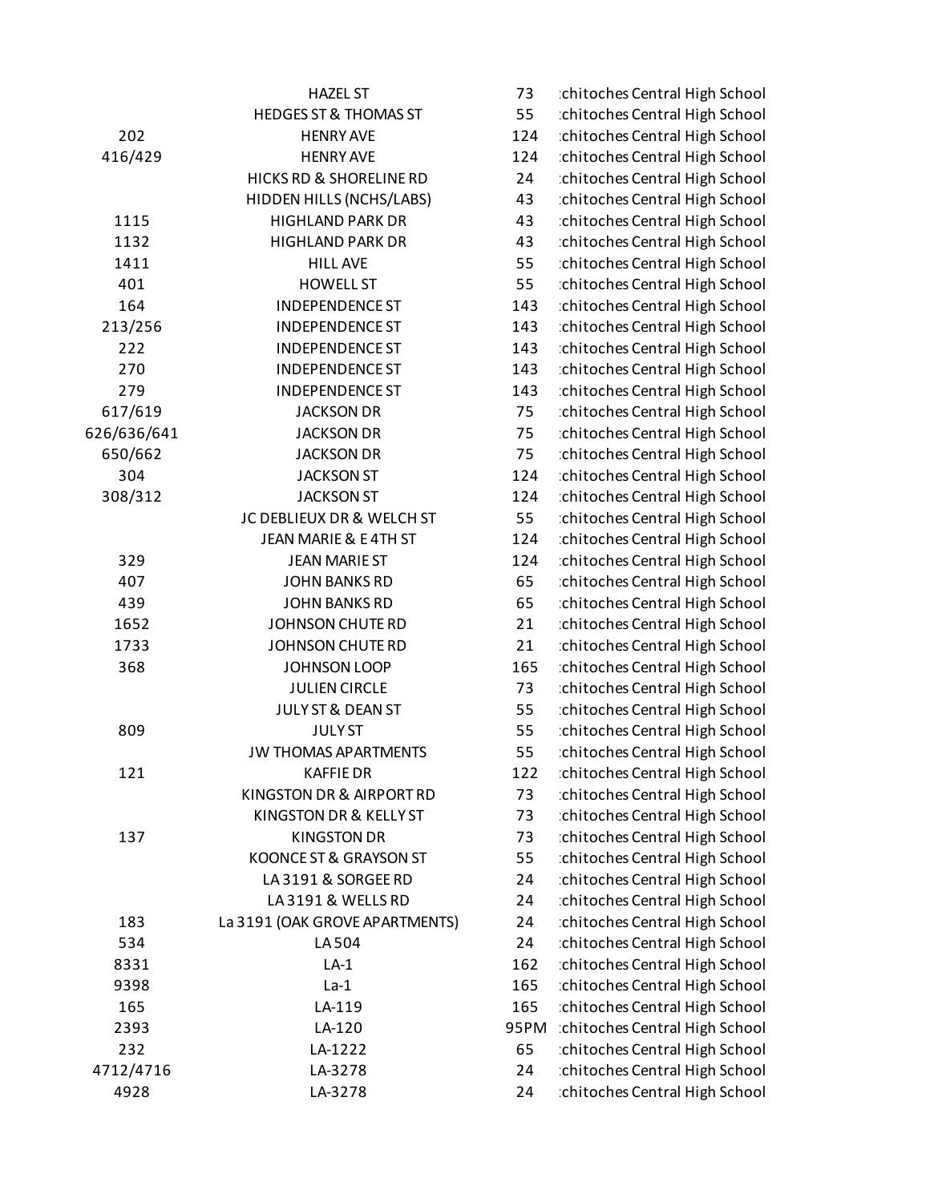|  |  |  |  |
|---|---|---|---|
|  | HAZEL ST | 73 | :chitoches Central High School |
|  | HEDGES ST & THOMAS ST | 55 | :chitoches Central High School |
| 202 | HENRY AVE | 124 | :chitoches Central High School |
| 416/429 | HENRY AVE | 124 | :chitoches Central High School |
|  | HICKS RD & SHORELINE RD | 24 | :chitoches Central High School |
|  | HIDDEN HILLS (NCHS/LABS) | 43 | :chitoches Central High School |
| 1115 | HIGHLAND PARK DR | 43 | :chitoches Central High School |
| 1132 | HIGHLAND PARK DR | 43 | :chitoches Central High School |
| 1411 | HILL AVE | 55 | :chitoches Central High School |
| 401 | HOWELL ST | 55 | :chitoches Central High School |
| 164 | INDEPENDENCE ST | 143 | :chitoches Central High School |
| 213/256 | INDEPENDENCE ST | 143 | :chitoches Central High School |
| 222 | INDEPENDENCE ST | 143 | :chitoches Central High School |
| 270 | INDEPENDENCE ST | 143 | :chitoches Central High School |
| 279 | INDEPENDENCE ST | 143 | :chitoches Central High School |
| 617/619 | JACKSON DR | 75 | :chitoches Central High School |
| 626/636/641 | JACKSON DR | 75 | :chitoches Central High School |
| 650/662 | JACKSON DR | 75 | :chitoches Central High School |
| 304 | JACKSON ST | 124 | :chitoches Central High School |
| 308/312 | JACKSON ST | 124 | :chitoches Central High School |
|  | JC DEBLIEUX DR & WELCH ST | 55 | :chitoches Central High School |
|  | JEAN MARIE & E 4TH ST | 124 | :chitoches Central High School |
| 329 | JEAN MARIE ST | 124 | :chitoches Central High School |
| 407 | JOHN BANKS RD | 65 | :chitoches Central High School |
| 439 | JOHN BANKS RD | 65 | :chitoches Central High School |
| 1652 | JOHNSON CHUTE RD | 21 | :chitoches Central High School |
| 1733 | JOHNSON CHUTE RD | 21 | :chitoches Central High School |
| 368 | JOHNSON LOOP | 165 | :chitoches Central High School |
|  | JULIEN CIRCLE | 73 | :chitoches Central High School |
|  | JULY ST & DEAN ST | 55 | :chitoches Central High School |
| 809 | JULY ST | 55 | :chitoches Central High School |
|  | JW THOMAS APARTMENTS | 55 | :chitoches Central High School |
| 121 | KAFFIE DR | 122 | :chitoches Central High School |
|  | KINGSTON DR & AIRPORT RD | 73 | :chitoches Central High School |
|  | KINGSTON DR & KELLY ST | 73 | :chitoches Central High School |
| 137 | KINGSTON DR | 73 | :chitoches Central High School |
|  | KOONCE ST & GRAYSON ST | 55 | :chitoches Central High School |
|  | LA 3191 & SORGEE RD | 24 | :chitoches Central High School |
|  | LA 3191 & WELLS RD | 24 | :chitoches Central High School |
| 183 | La 3191 (OAK GROVE APARTMENTS) | 24 | :chitoches Central High School |
| 534 | LA 504 | 24 | :chitoches Central High School |
| 8331 | LA-1 | 162 | :chitoches Central High School |
| 9398 | La-1 | 165 | :chitoches Central High School |
| 165 | LA-119 | 165 | :chitoches Central High School |
| 2393 | LA-120 | 95PM | :chitoches Central High School |
| 232 | LA-1222 | 65 | :chitoches Central High School |
| 4712/4716 | LA-3278 | 24 | :chitoches Central High School |
| 4928 | LA-3278 | 24 | :chitoches Central High School |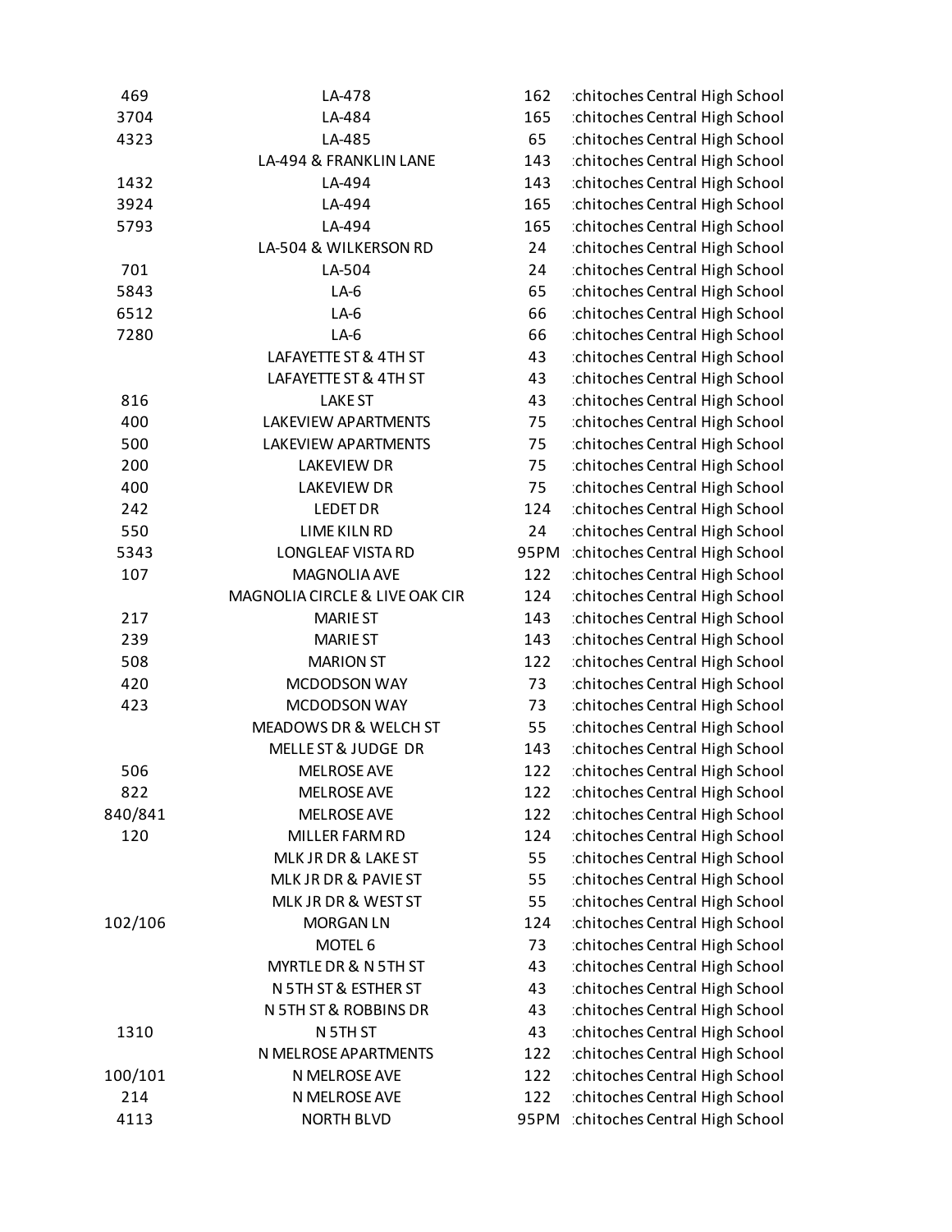| | | | |
|---|---|---|---|
| 469 | LA-478 | 162 | :chitoches Central High School |
| 3704 | LA-484 | 165 | :chitoches Central High School |
| 4323 | LA-485 | 65 | :chitoches Central High School |
| | LA-494 & FRANKLIN LANE | 143 | :chitoches Central High School |
| 1432 | LA-494 | 143 | :chitoches Central High School |
| 3924 | LA-494 | 165 | :chitoches Central High School |
| 5793 | LA-494 | 165 | :chitoches Central High School |
| | LA-504 & WILKERSON RD | 24 | :chitoches Central High School |
| 701 | LA-504 | 24 | :chitoches Central High School |
| 5843 | LA-6 | 65 | :chitoches Central High School |
| 6512 | LA-6 | 66 | :chitoches Central High School |
| 7280 | LA-6 | 66 | :chitoches Central High School |
| | LAFAYETTE ST & 4TH ST | 43 | :chitoches Central High School |
| | LAFAYETTE ST & 4TH ST | 43 | :chitoches Central High School |
| 816 | LAKE ST | 43 | :chitoches Central High School |
| 400 | LAKEVIEW APARTMENTS | 75 | :chitoches Central High School |
| 500 | LAKEVIEW APARTMENTS | 75 | :chitoches Central High School |
| 200 | LAKEVIEW DR | 75 | :chitoches Central High School |
| 400 | LAKEVIEW DR | 75 | :chitoches Central High School |
| 242 | LEDET DR | 124 | :chitoches Central High School |
| 550 | LIME KILN RD | 24 | :chitoches Central High School |
| 5343 | LONGLEAF VISTA RD | 95PM | :chitoches Central High School |
| 107 | MAGNOLIA AVE | 122 | :chitoches Central High School |
| | MAGNOLIA CIRCLE & LIVE OAK CIR | 124 | :chitoches Central High School |
| 217 | MARIE ST | 143 | :chitoches Central High School |
| 239 | MARIE ST | 143 | :chitoches Central High School |
| 508 | MARION ST | 122 | :chitoches Central High School |
| 420 | MCDODSON WAY | 73 | :chitoches Central High School |
| 423 | MCDODSON WAY | 73 | :chitoches Central High School |
| | MEADOWS DR & WELCH ST | 55 | :chitoches Central High School |
| | MELLE ST & JUDGE DR | 143 | :chitoches Central High School |
| 506 | MELROSE AVE | 122 | :chitoches Central High School |
| 822 | MELROSE AVE | 122 | :chitoches Central High School |
| 840/841 | MELROSE AVE | 122 | :chitoches Central High School |
| 120 | MILLER FARM RD | 124 | :chitoches Central High School |
| | MLK JR DR & LAKE ST | 55 | :chitoches Central High School |
| | MLK JR DR & PAVIE ST | 55 | :chitoches Central High School |
| | MLK JR DR & WEST ST | 55 | :chitoches Central High School |
| 102/106 | MORGAN LN | 124 | :chitoches Central High School |
| | MOTEL 6 | 73 | :chitoches Central High School |
| | MYRTLE DR & N 5TH ST | 43 | :chitoches Central High School |
| | N 5TH ST & ESTHER ST | 43 | :chitoches Central High School |
| | N 5TH ST & ROBBINS DR | 43 | :chitoches Central High School |
| 1310 | N 5TH ST | 43 | :chitoches Central High School |
| | N MELROSE APARTMENTS | 122 | :chitoches Central High School |
| 100/101 | N MELROSE AVE | 122 | :chitoches Central High School |
| 214 | N MELROSE AVE | 122 | :chitoches Central High School |
| 4113 | NORTH BLVD | 95PM | :chitoches Central High School |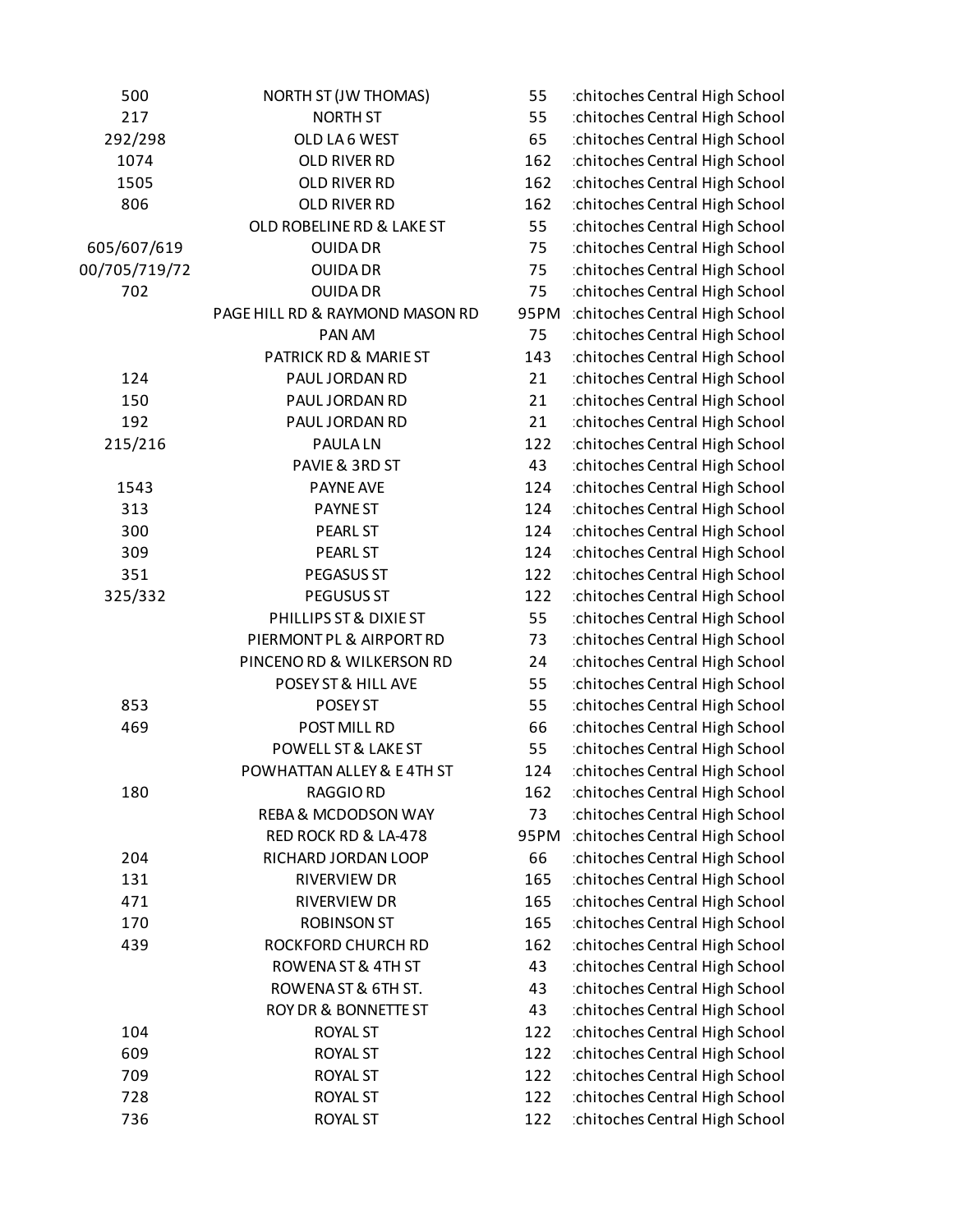| | | | |
|---|---|---|---|
| 500 | NORTH ST (JW THOMAS) | 55 | :chitoches Central High School |
| 217 | NORTH ST | 55 | :chitoches Central High School |
| 292/298 | OLD LA 6 WEST | 65 | :chitoches Central High School |
| 1074 | OLD RIVER RD | 162 | :chitoches Central High School |
| 1505 | OLD RIVER RD | 162 | :chitoches Central High School |
| 806 | OLD RIVER RD | 162 | :chitoches Central High School |
| | OLD ROBELINE RD & LAKE ST | 55 | :chitoches Central High School |
| 605/607/619 | OUIDA DR | 75 | :chitoches Central High School |
| 00/705/719/72 | OUIDA DR | 75 | :chitoches Central High School |
| 702 | OUIDA DR | 75 | :chitoches Central High School |
| | PAGE HILL RD & RAYMOND MASON RD | 95PM | :chitoches Central High School |
| | PAN AM | 75 | :chitoches Central High School |
| | PATRICK RD & MARIE ST | 143 | :chitoches Central High School |
| 124 | PAUL JORDAN RD | 21 | :chitoches Central High School |
| 150 | PAUL JORDAN RD | 21 | :chitoches Central High School |
| 192 | PAUL JORDAN RD | 21 | :chitoches Central High School |
| 215/216 | PAULA LN | 122 | :chitoches Central High School |
| | PAVIE & 3RD ST | 43 | :chitoches Central High School |
| 1543 | PAYNE AVE | 124 | :chitoches Central High School |
| 313 | PAYNE ST | 124 | :chitoches Central High School |
| 300 | PEARL ST | 124 | :chitoches Central High School |
| 309 | PEARL ST | 124 | :chitoches Central High School |
| 351 | PEGASUS ST | 122 | :chitoches Central High School |
| 325/332 | PEGUSUS ST | 122 | :chitoches Central High School |
| | PHILLIPS ST & DIXIE ST | 55 | :chitoches Central High School |
| | PIERMONT PL & AIRPORT RD | 73 | :chitoches Central High School |
| | PINCENO RD & WILKERSON RD | 24 | :chitoches Central High School |
| | POSEY ST & HILL AVE | 55 | :chitoches Central High School |
| 853 | POSEY ST | 55 | :chitoches Central High School |
| 469 | POST MILL RD | 66 | :chitoches Central High School |
| | POWELL ST & LAKE ST | 55 | :chitoches Central High School |
| | POWHATTAN ALLEY & E 4TH ST | 124 | :chitoches Central High School |
| 180 | RAGGIO RD | 162 | :chitoches Central High School |
| | REBA & MCDODSON WAY | 73 | :chitoches Central High School |
| | RED ROCK RD & LA-478 | 95PM | :chitoches Central High School |
| 204 | RICHARD JORDAN LOOP | 66 | :chitoches Central High School |
| 131 | RIVERVIEW DR | 165 | :chitoches Central High School |
| 471 | RIVERVIEW DR | 165 | :chitoches Central High School |
| 170 | ROBINSON ST | 165 | :chitoches Central High School |
| 439 | ROCKFORD CHURCH RD | 162 | :chitoches Central High School |
| | ROWENA ST & 4TH ST | 43 | :chitoches Central High School |
| | ROWENA ST & 6TH ST. | 43 | :chitoches Central High School |
| | ROY DR & BONNETTE ST | 43 | :chitoches Central High School |
| 104 | ROYAL ST | 122 | :chitoches Central High School |
| 609 | ROYAL ST | 122 | :chitoches Central High School |
| 709 | ROYAL ST | 122 | :chitoches Central High School |
| 728 | ROYAL ST | 122 | :chitoches Central High School |
| 736 | ROYAL ST | 122 | :chitoches Central High School |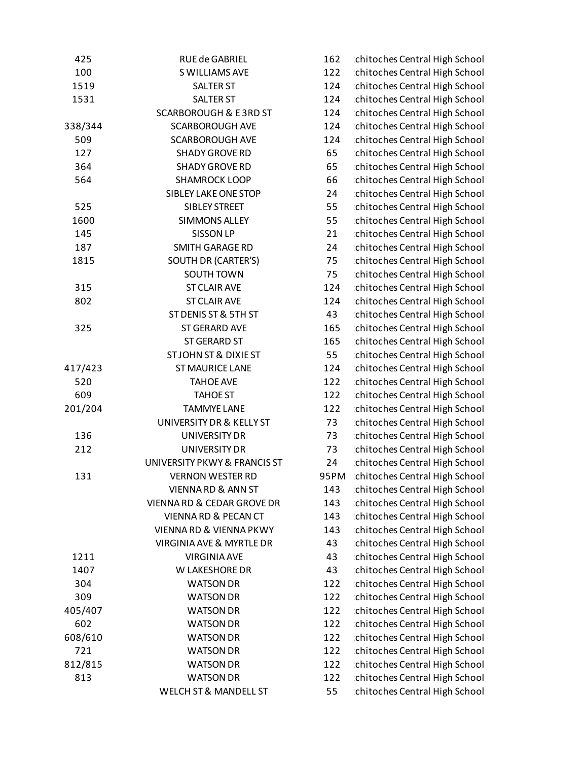| | | | |
|---|---|---|---|
| 425 | RUE de GABRIEL | 162 | :chitoches Central High School |
| 100 | S WILLIAMS AVE | 122 | :chitoches Central High School |
| 1519 | SALTER ST | 124 | :chitoches Central High School |
| 1531 | SALTER ST | 124 | :chitoches Central High School |
| | SCARBOROUGH & E 3RD ST | 124 | :chitoches Central High School |
| 338/344 | SCARBOROUGH AVE | 124 | :chitoches Central High School |
| 509 | SCARBOROUGH AVE | 124 | :chitoches Central High School |
| 127 | SHADY GROVE RD | 65 | :chitoches Central High School |
| 364 | SHADY GROVE RD | 65 | :chitoches Central High School |
| 564 | SHAMROCK LOOP | 66 | :chitoches Central High School |
| | SIBLEY LAKE ONE STOP | 24 | :chitoches Central High School |
| 525 | SIBLEY STREET | 55 | :chitoches Central High School |
| 1600 | SIMMONS ALLEY | 55 | :chitoches Central High School |
| 145 | SISSON LP | 21 | :chitoches Central High School |
| 187 | SMITH GARAGE RD | 24 | :chitoches Central High School |
| 1815 | SOUTH DR (CARTER'S) | 75 | :chitoches Central High School |
| | SOUTH TOWN | 75 | :chitoches Central High School |
| 315 | ST CLAIR AVE | 124 | :chitoches Central High School |
| 802 | ST CLAIR AVE | 124 | :chitoches Central High School |
| | ST DENIS ST & 5TH ST | 43 | :chitoches Central High School |
| 325 | ST GERARD AVE | 165 | :chitoches Central High School |
| | ST GERARD ST | 165 | :chitoches Central High School |
| | ST JOHN ST & DIXIE ST | 55 | :chitoches Central High School |
| 417/423 | ST MAURICE LANE | 124 | :chitoches Central High School |
| 520 | TAHOE AVE | 122 | :chitoches Central High School |
| 609 | TAHOE ST | 122 | :chitoches Central High School |
| 201/204 | TAMMYE LANE | 122 | :chitoches Central High School |
| | UNIVERSITY DR & KELLY ST | 73 | :chitoches Central High School |
| 136 | UNIVERSITY DR | 73 | :chitoches Central High School |
| 212 | UNIVERSITY DR | 73 | :chitoches Central High School |
| | UNIVERSITY PKWY & FRANCIS ST | 24 | :chitoches Central High School |
| 131 | VERNON WESTER RD | 95PM | :chitoches Central High School |
| | VIENNA RD & ANN ST | 143 | :chitoches Central High School |
| | VIENNA RD & CEDAR GROVE DR | 143 | :chitoches Central High School |
| | VIENNA RD & PECAN CT | 143 | :chitoches Central High School |
| | VIENNA RD & VIENNA PKWY | 143 | :chitoches Central High School |
| | VIRGINIA AVE & MYRTLE DR | 43 | :chitoches Central High School |
| 1211 | VIRGINIA AVE | 43 | :chitoches Central High School |
| 1407 | W LAKESHORE DR | 43 | :chitoches Central High School |
| 304 | WATSON DR | 122 | :chitoches Central High School |
| 309 | WATSON DR | 122 | :chitoches Central High School |
| 405/407 | WATSON DR | 122 | :chitoches Central High School |
| 602 | WATSON DR | 122 | :chitoches Central High School |
| 608/610 | WATSON DR | 122 | :chitoches Central High School |
| 721 | WATSON DR | 122 | :chitoches Central High School |
| 812/815 | WATSON DR | 122 | :chitoches Central High School |
| 813 | WATSON DR | 122 | :chitoches Central High School |
| | WELCH ST & MANDELL ST | 55 | :chitoches Central High School |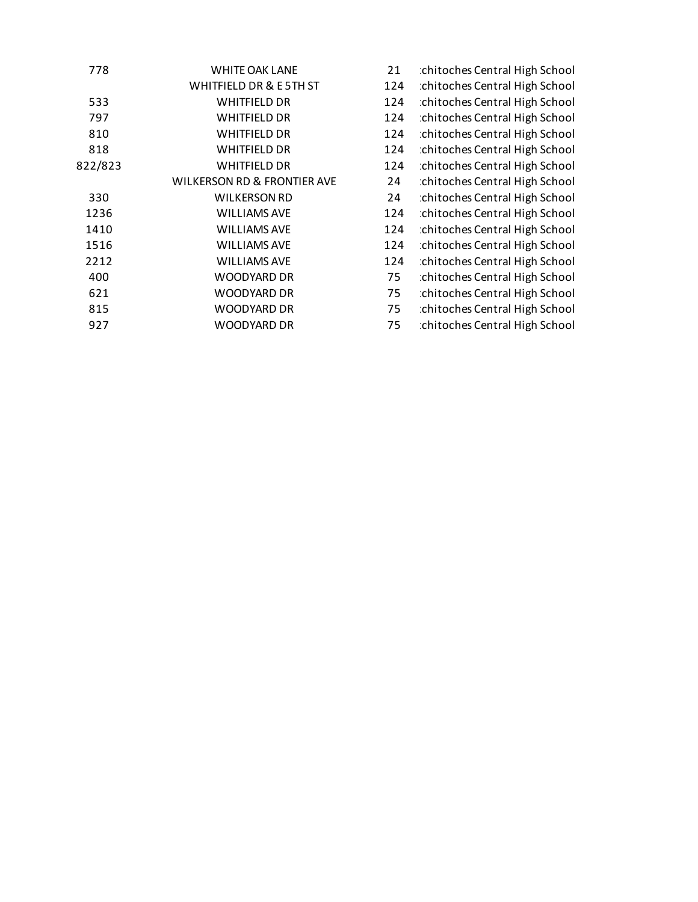| | | | |
|---|---|---|---|
| 778 | WHITE OAK LANE | 21 | :chitoches Central High School |
| | WHITFIELD DR & E 5TH ST | 124 | :chitoches Central High School |
| 533 | WHITFIELD DR | 124 | :chitoches Central High School |
| 797 | WHITFIELD DR | 124 | :chitoches Central High School |
| 810 | WHITFIELD DR | 124 | :chitoches Central High School |
| 818 | WHITFIELD DR | 124 | :chitoches Central High School |
| 822/823 | WHITFIELD DR | 124 | :chitoches Central High School |
| | WILKERSON RD & FRONTIER AVE | 24 | :chitoches Central High School |
| 330 | WILKERSON RD | 24 | :chitoches Central High School |
| 1236 | WILLIAMS AVE | 124 | :chitoches Central High School |
| 1410 | WILLIAMS AVE | 124 | :chitoches Central High School |
| 1516 | WILLIAMS AVE | 124 | :chitoches Central High School |
| 2212 | WILLIAMS AVE | 124 | :chitoches Central High School |
| 400 | WOODYARD DR | 75 | :chitoches Central High School |
| 621 | WOODYARD DR | 75 | :chitoches Central High School |
| 815 | WOODYARD DR | 75 | :chitoches Central High School |
| 927 | WOODYARD DR | 75 | :chitoches Central High School |